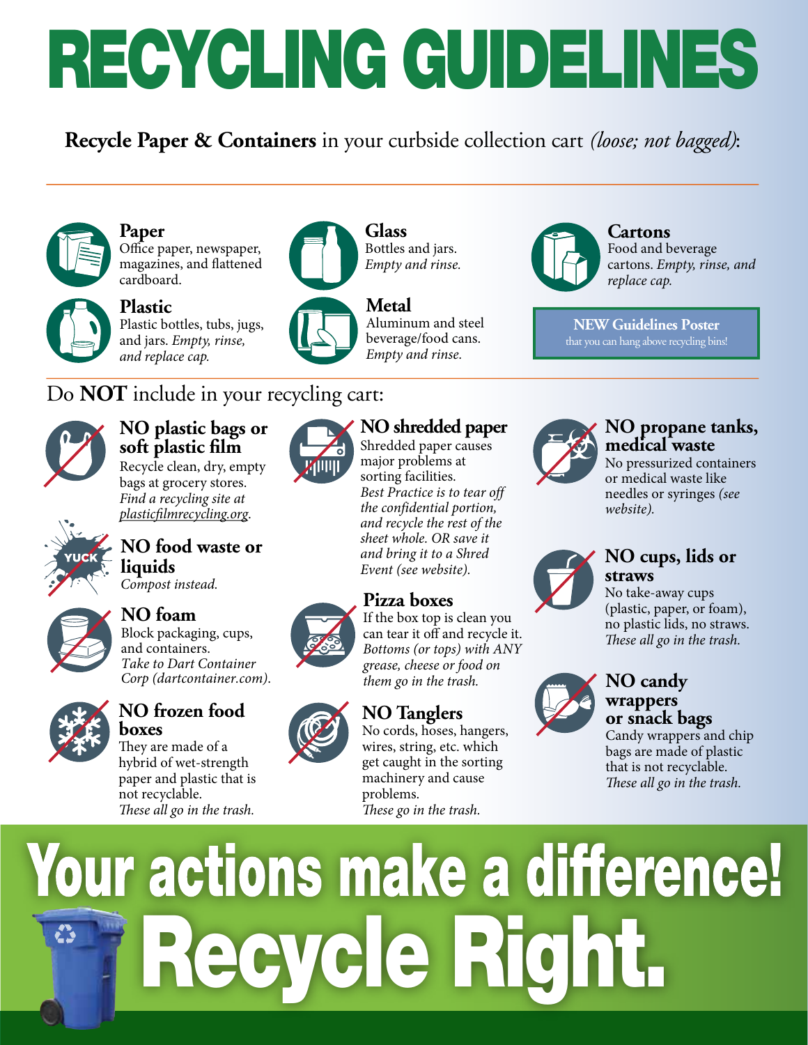# RECYCLING GUIDELINES

**Recycle Paper & Containers** in your curbside collection cart *(loose; not bagged)*:

### Paper
Office paper, newspaper, magazines, and flattened cardboard.

### Plastic
Plastic bottles, tubs, jugs, and jars. *Empty, rinse, and replace cap.*

### Glass
Bottles and jars. *Empty and rinse.*

### Metal
Aluminum and steel beverage/food cans. *Empty and rinse.*

### Cartons
Food and beverage cartons. *Empty, rinse, and replace cap.*

**NEW Guidelines Poster**
that you can hang above recycling bins!

## Do **NOT** include in your recycling cart:

### NO plastic bags or soft plastic film
Recycle clean, dry, empty bags at grocery stores.
*Find a recycling site at plasticfilmrecycling.org.*

### NO food waste or liquids
*Compost instead.*

### NO foam
Block packaging, cups, and containers.
*Take to Dart Container Corp (dartcontainer.com).*

### NO frozen food boxes
They are made of a hybrid of wet-strength paper and plastic that is not recyclable.
*These all go in the trash.*

### NO shredded paper
Shredded paper causes major problems at sorting facilities.
*Best Practice is to tear off the confidential portion, and recycle the rest of the sheet whole. OR save it and bring it to a Shred Event (see website).*

### Pizza boxes
If the box top is clean you can tear it off and recycle it.
*Bottoms (or tops) with ANY grease, cheese or food on them go in the trash.*

### NO Tanglers
No cords, hoses, hangers, wires, string, etc. which get caught in the sorting machinery and cause problems.
*These go in the trash.*

### NO propane tanks, medical waste
No pressurized containers or medical waste like needles or syringes *(see website).*

### NO cups, lids or straws
No take-away cups (plastic, paper, or foam), no plastic lids, no straws.
*These all go in the trash.*

### NO candy wrappers or snack bags
Candy wrappers and chip bags are made of plastic that is not recyclable.
*These all go in the trash.*

# Your actions make a difference!
# Recycle Right.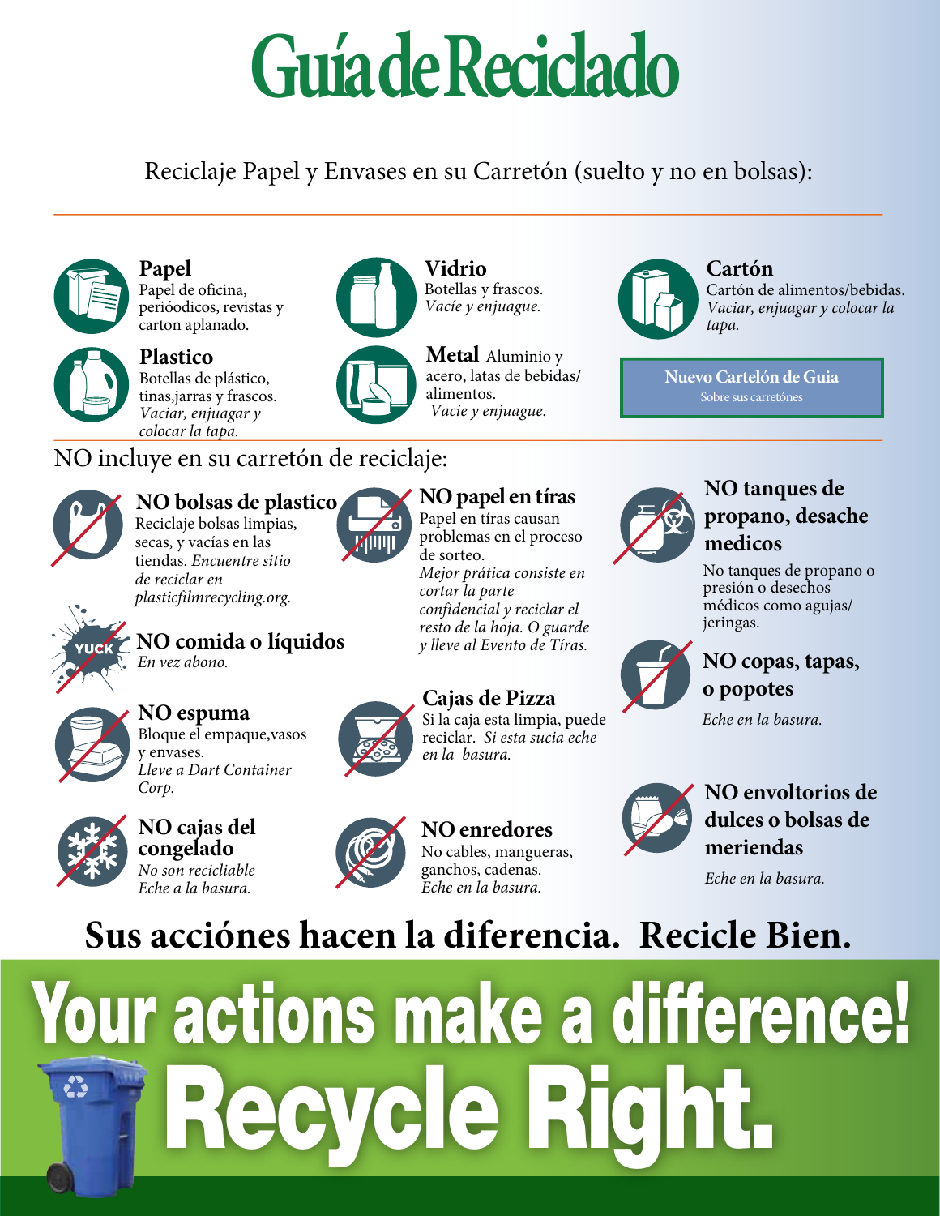# Guía de Reciclado

Reciclaje Papel y Envases en su Carretón (suelto y no en bolsas):

### Papel
Papel de oficina, perióodicos, revistas y carton aplanado.

### Plastico
Botellas de plástico, tinas,jarras y frascos. *Vaciar, enjuagar y colocar la tapa.*

### Vidrio
Botellas y frascos. *Vacíe y enjuague.*

### Metal
Aluminio y acero, latas de bebidas/ alimentos. *Vacie y enjuague.*

### Cartón
Cartón de alimentos/bebidas. *Vaciar, enjuagar y colocar la tapa.*

**Nuevo Cartelón de Guia**
Sobre sus carretónes

## NO incluye en su carretón de reciclaje:

### NO bolsas de plastico
Reciclaje bolsas limpias, secas, y vacías en las tiendas. *Encuentre sitio de reciclar en plasticfilmrecycling.org.*

### NO comida o líquidos
*En vez abono.*

### NO espuma
Bloque el empaque,vasos y envases. *Lleve a Dart Container Corp.*

### NO cajas del congelado
*No son recicliable Eche a la basura.*

### NO papel en tíras
Papel en tíras causan problemas en el proceso de sorteo. *Mejor prática consiste en cortar la parte confidencial y reciclar el resto de la hoja. O guarde y lleve al Evento de Tíras.*

### Cajas de Pizza
Si la caja esta limpia, puede reciclar. *Si esta sucia eche en la basura.*

### NO enredores
No cables, mangueras, ganchos, cadenas. *Eche en la basura.*

### NO tanques de propano, desache medicos
No tanques de propano o presión o desechos médicos como agujas/ jeringas.

### NO copas, tapas, o popotes
*Eche en la basura.*

### NO envoltorios de dulces o bolsas de meriendas
*Eche en la basura.*

## Sus acciónes hacen la diferencia. Recicle Bien.

# Your actions make a difference! Recycle Right.